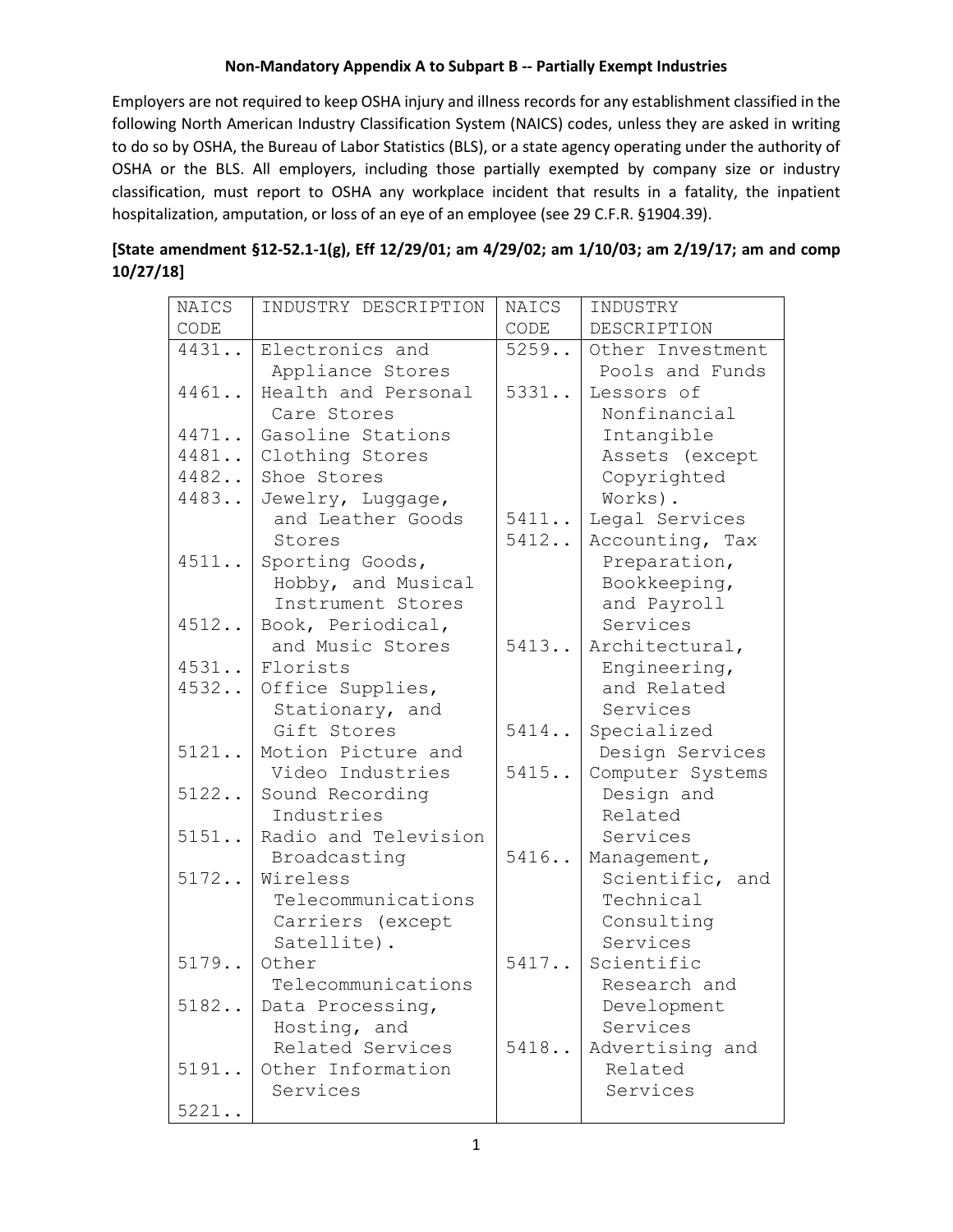**Non-Mandatory Appendix A to Subpart B -- Partially Exempt Industries**

Employers are not required to keep OSHA injury and illness records for any establishment classified in the following North American Industry Classification System (NAICS) codes, unless they are asked in writing to do so by OSHA, the Bureau of Labor Statistics (BLS), or a state agency operating under the authority of OSHA or the BLS. All employers, including those partially exempted by company size or industry classification, must report to OSHA any workplace incident that results in a fatality, the inpatient hospitalization, amputation, or loss of an eye of an employee (see 29 C.F.R. §1904.39).

**[State amendment §12-52.1-1(g), Eff 12/29/01; am 4/29/02; am 1/10/03; am 2/19/17; am and comp 10/27/18]**

| NAICS CODE | INDUSTRY DESCRIPTION | NAICS CODE | INDUSTRY DESCRIPTION |
|---|---|---|---|
| 4431.. | Electronics and Appliance Stores | 5259.. | Other Investment Pools and Funds |
| 4461.. | Health and Personal Care Stores | 5331.. | Lessors of Nonfinancial Intangible Assets (except Copyrighted Works). |
| 4471.. | Gasoline Stations | 5411.. | Legal Services |
| 4481.. | Clothing Stores | 5412.. | Accounting, Tax Preparation, Bookkeeping, and Payroll Services |
| 4482.. | Shoe Stores | 5413.. | Architectural, Engineering, and Related Services |
| 4483.. | Jewelry, Luggage, and Leather Goods Stores | 5414.. | Specialized Design Services |
| 4511.. | Sporting Goods, Hobby, and Musical Instrument Stores | 5415.. | Computer Systems Design and Related Services |
| 4512.. | Book, Periodical, and Music Stores | 5416.. | Management, Scientific, and Technical Consulting Services |
| 4531.. | Florists | 5417.. | Scientific Research and Development Services |
| 4532.. | Office Supplies, Stationary, and Gift Stores | 5418.. | Advertising and Related Services |
| 5121.. | Motion Picture and Video Industries | | |
| 5122.. | Sound Recording Industries | | |
| 5151.. | Radio and Television Broadcasting | | |
| 5172.. | Wireless Telecommunications Carriers (except Satellite). | | |
| 5179.. | Other Telecommunications | | |
| 5182.. | Data Processing, Hosting, and Related Services | | |
| 5191.. | Other Information Services | | |
| 5221.. | | | |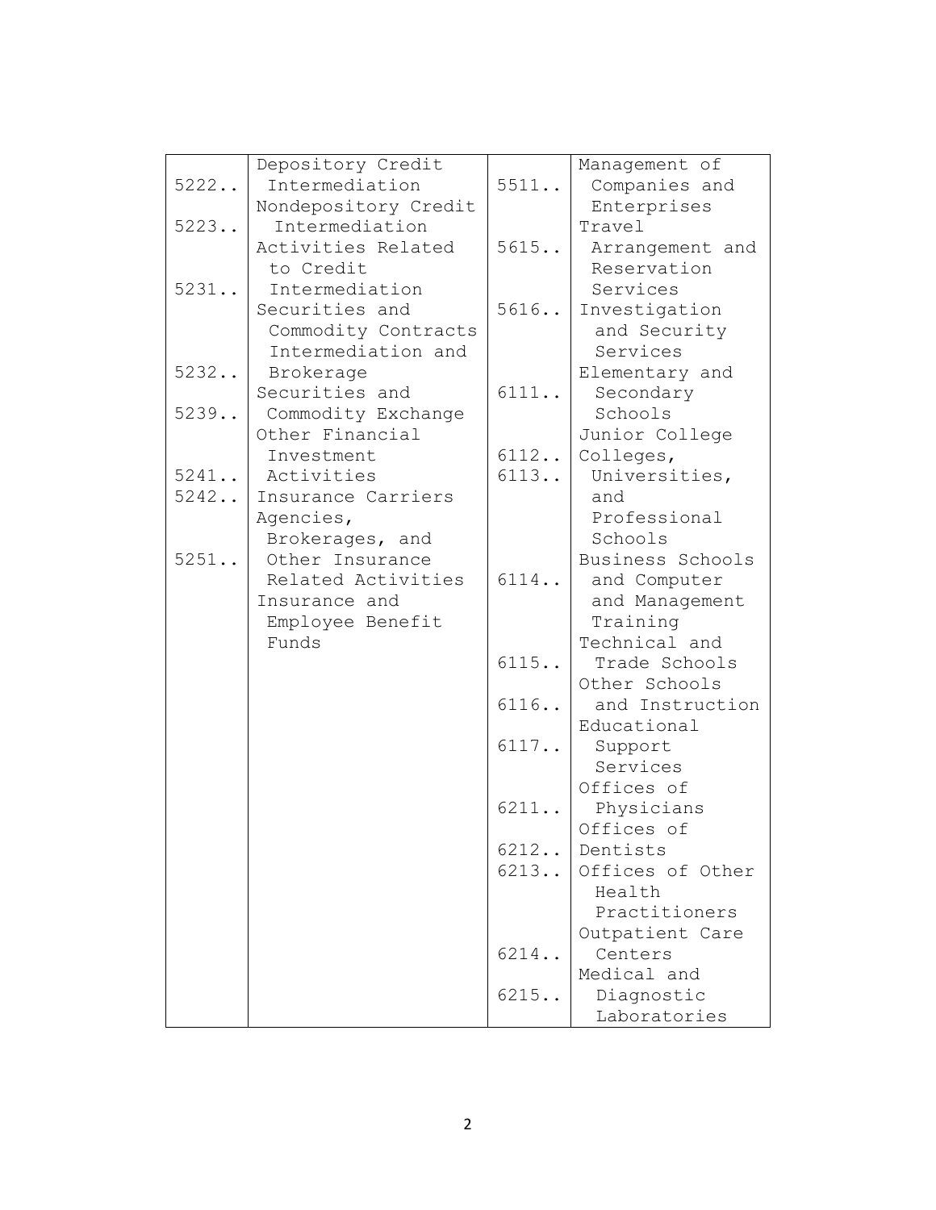| | | | |
|---|---|---|---|
| 5222.. | Depository Credit Intermediation | 5511.. | Management of Companies and Enterprises |
| 5223.. | Nondepository Credit Intermediation | 5615.. | Travel Arrangement and Reservation Services |
| 5231.. | Activities Related to Credit Intermediation | 5616.. | Investigation and Security Services |
| 5232.. | Securities and Commodity Contracts Intermediation and Brokerage | 6111.. | Elementary and Secondary Schools |
| 5239.. | Securities and Commodity Exchange | 6112.. | Junior College |
| 5241.. | Other Financial Investment Activities | 6113.. | Colleges, Universities, and Professional Schools |
| 5242.. | Insurance Carriers | 6114.. | Business Schools and Computer and Management Training |
| 5251.. | Agencies, Brokerages, and Other Insurance Related Activities | 6115.. | Technical and Trade Schools |
| | Insurance and Employee Benefit Funds | 6116.. | Other Schools and Instruction |
| | | 6117.. | Educational Support Services |
| | | 6211.. | Offices of Physicians |
| | | 6212.. | Offices of Dentists |
| | | 6213.. | Offices of Other Health Practitioners |
| | | 6214.. | Outpatient Care Centers |
| | | 6215.. | Medical and Diagnostic Laboratories |